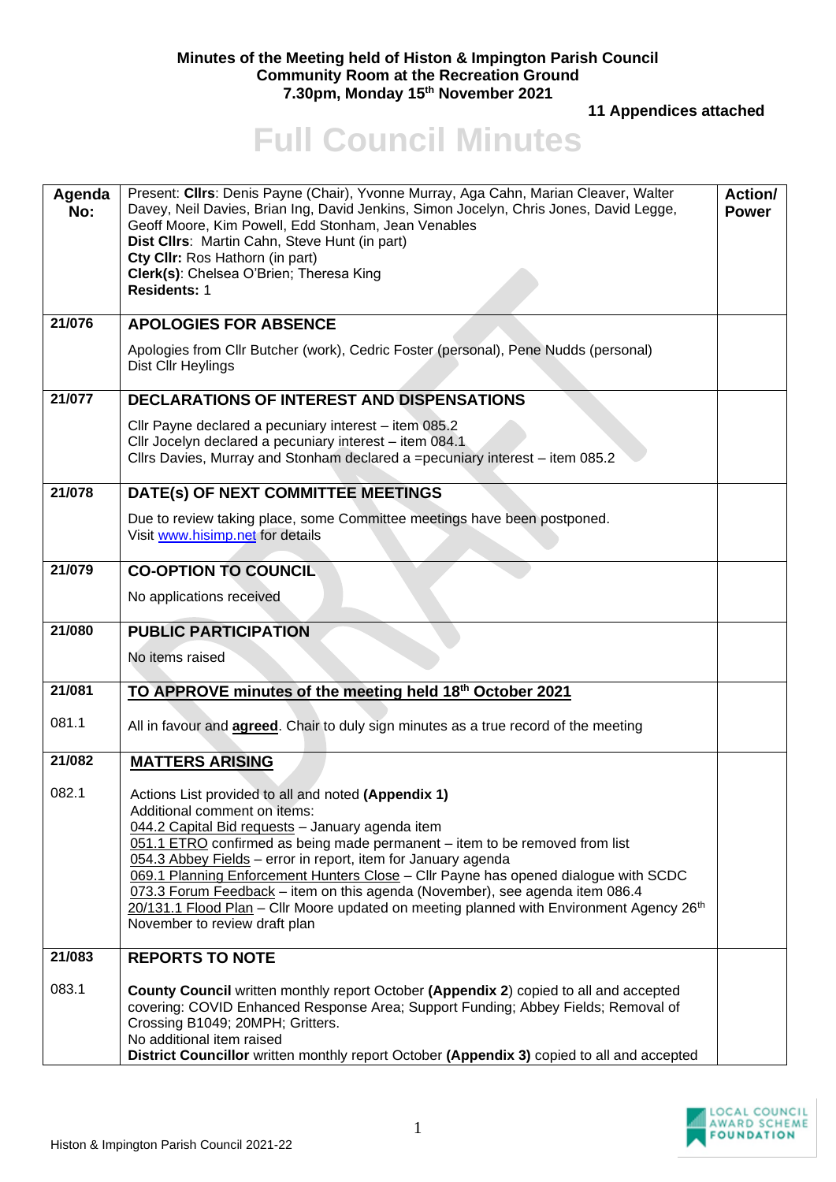**Minutes of the Meeting held of Histon & Impington Parish Council**
**Community Room at the Recreation Ground**
**7.30pm, Monday 15th November 2021**

**11 Appendices attached**

# Full Council Minutes

| Agenda No: | Present: **Cllrs**: Denis Payne (Chair), Yvonne Murray, Aga Cahn, Marian Cleaver, Walter Davey, Neil Davies, Brian Ing, David Jenkins, Simon Jocelyn, Chris Jones, David Legge, Geoff Moore, Kim Powell, Edd Stonham, Jean Venables<br>**Dist Cllrs**: Martin Cahn, Steve Hunt (in part)<br>**Cty Cllr:** Ros Hathorn (in part)<br>**Clerk(s)**: Chelsea O'Brien; Theresa King<br>**Residents:** 1 | Action/ Power |
|---|---|---|
| 21/076 | **APOLOGIES FOR ABSENCE**<br><br>Apologies from Cllr Butcher (work), Cedric Foster (personal), Pene Nudds (personal)<br>Dist Cllr Heylings | |
| 21/077 | **DECLARATIONS OF INTEREST AND DISPENSATIONS**<br><br>Cllr Payne declared a pecuniary interest – item 085.2<br>Cllr Jocelyn declared a pecuniary interest – item 084.1<br>Cllrs Davies, Murray and Stonham declared a =pecuniary interest – item 085.2 | |
| 21/078 | **DATE(s) OF NEXT COMMITTEE MEETINGS**<br><br>Due to review taking place, some Committee meetings have been postponed.<br>Visit www.hisimp.net for details | |
| 21/079 | **CO-OPTION TO COUNCIL**<br><br>No applications received | |
| 21/080 | **PUBLIC PARTICIPATION**<br><br>No items raised | |
| 21/081 | **TO APPROVE minutes of the meeting held 18th October 2021** | |
| 081.1 | All in favour and **agreed**. Chair to duly sign minutes as a true record of the meeting | |
| 21/082 | **MATTERS ARISING** | |
| 082.1 | Actions List provided to all and noted **(Appendix 1)**<br>Additional comment on items:<br>044.2 Capital Bid requests – January agenda item<br>051.1 ETRO confirmed as being made permanent – item to be removed from list<br>054.3 Abbey Fields – error in report, item for January agenda<br>069.1 Planning Enforcement Hunters Close – Cllr Payne has opened dialogue with SCDC<br>073.3 Forum Feedback – item on this agenda (November), see agenda item 086.4<br>20/131.1 Flood Plan – Cllr Moore updated on meeting planned with Environment Agency 26th November to review draft plan | |
| 21/083 | **REPORTS TO NOTE** | |
| 083.1 | **County Council** written monthly report October **(Appendix 2**) copied to all and accepted covering: COVID Enhanced Response Area; Support Funding; Abbey Fields; Removal of Crossing B1049; 20MPH; Gritters.<br>No additional item raised<br>**District Councillor** written monthly report October **(Appendix 3)** copied to all and accepted | |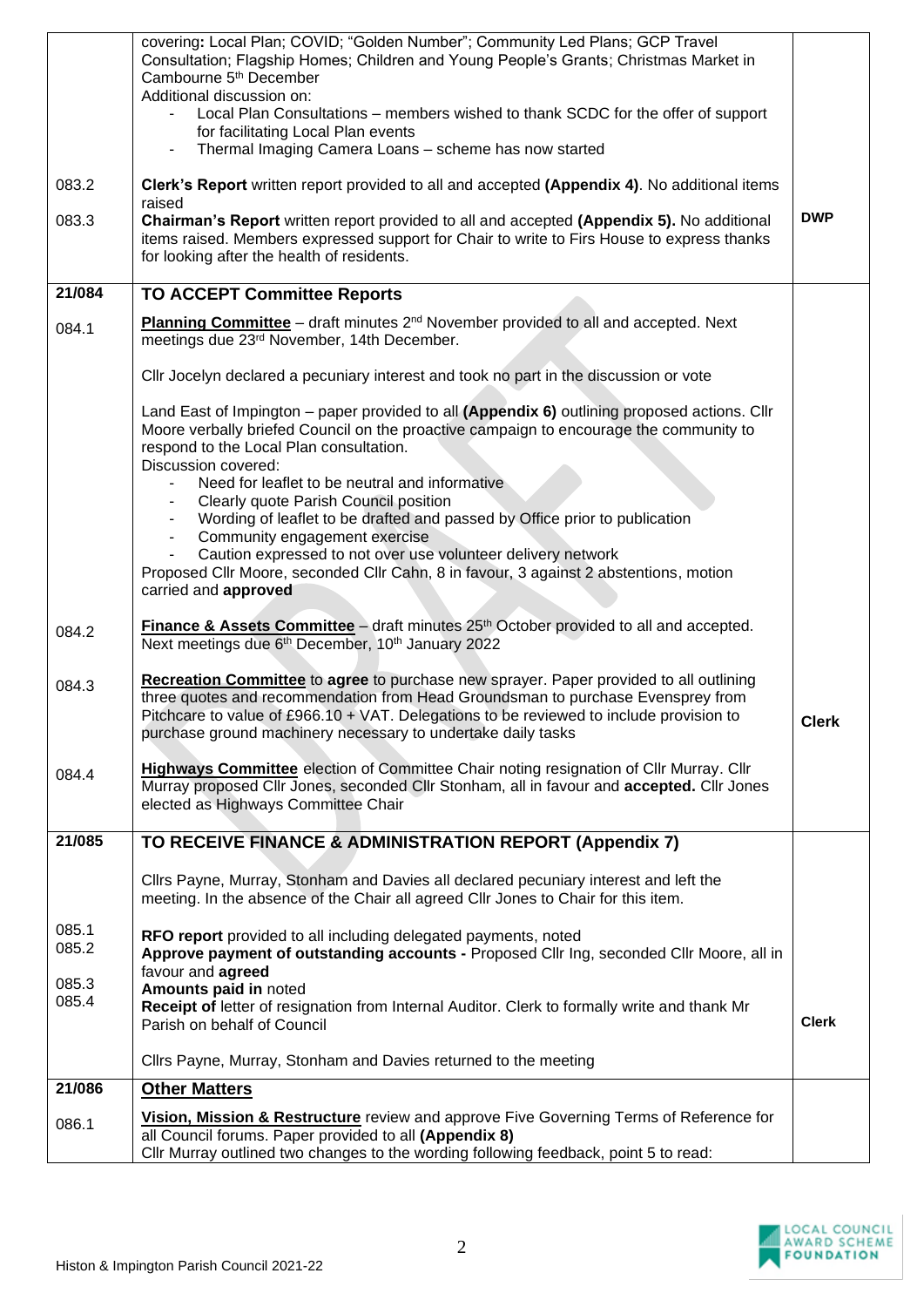| | | |
|---|---|---|
| | covering**:** Local Plan; COVID; "Golden Number"; Community Led Plans; GCP Travel Consultation; Flagship Homes; Children and Young People's Grants; Christmas Market in Cambourne 5th December<br>Additional discussion on:<br>- Local Plan Consultations – members wished to thank SCDC for the offer of support for facilitating Local Plan events<br>- Thermal Imaging Camera Loans – scheme has now started | |
| 083.2 | **Clerk's Report** written report provided to all and accepted **(Appendix 4)**. No additional items raised | |
| 083.3 | **Chairman's Report** written report provided to all and accepted **(Appendix 5).** No additional items raised. Members expressed support for Chair to write to Firs House to express thanks for looking after the health of residents. | **DWP** |
| **21/084** | **TO ACCEPT Committee Reports** | |
| 084.1 | **Planning Committee** – draft minutes 2nd November provided to all and accepted. Next meetings due 23rd November, 14th December.<br><br>Cllr Jocelyn declared a pecuniary interest and took no part in the discussion or vote<br><br>Land East of Impington – paper provided to all **(Appendix 6)** outlining proposed actions. Cllr Moore verbally briefed Council on the proactive campaign to encourage the community to respond to the Local Plan consultation.<br>Discussion covered:<br>- Need for leaflet to be neutral and informative<br>- Clearly quote Parish Council position<br>- Wording of leaflet to be drafted and passed by Office prior to publication<br>- Community engagement exercise<br>- Caution expressed to not over use volunteer delivery network<br>Proposed Cllr Moore, seconded Cllr Cahn, 8 in favour, 3 against 2 abstentions, motion carried and **approved** | |
| 084.2 | **Finance & Assets Committee** – draft minutes 25th October provided to all and accepted. Next meetings due 6th December, 10th January 2022 | |
| 084.3 | **Recreation Committee** to **agree** to purchase new sprayer. Paper provided to all outlining three quotes and recommendation from Head Groundsman to purchase Evensprey from Pitchcare to value of £966.10 + VAT. Delegations to be reviewed to include provision to purchase ground machinery necessary to undertake daily tasks | **Clerk** |
| 084.4 | **Highways Committee** election of Committee Chair noting resignation of Cllr Murray. Cllr Murray proposed Cllr Jones, seconded Cllr Stonham, all in favour and **accepted.** Cllr Jones elected as Highways Committee Chair | |
| **21/085** | **TO RECEIVE FINANCE & ADMINISTRATION REPORT (Appendix 7)**<br><br>Cllrs Payne, Murray, Stonham and Davies all declared pecuniary interest and left the meeting. In the absence of the Chair all agreed Cllr Jones to Chair for this item. | |
| 085.1<br>085.2<br><br>085.3<br>085.4 | **RFO report** provided to all including delegated payments, noted<br>**Approve payment of outstanding accounts -** Proposed Cllr Ing, seconded Cllr Moore, all in favour and **agreed**<br>**Amounts paid in** noted<br>**Receipt of** letter of resignation from Internal Auditor. Clerk to formally write and thank Mr Parish on behalf of Council<br><br>Cllrs Payne, Murray, Stonham and Davies returned to the meeting | **Clerk** |
| **21/086** | **Other Matters** | |
| 086.1 | **Vision, Mission & Restructure** review and approve Five Governing Terms of Reference for all Council forums. Paper provided to all **(Appendix 8)**<br>Cllr Murray outlined two changes to the wording following feedback, point 5 to read: | |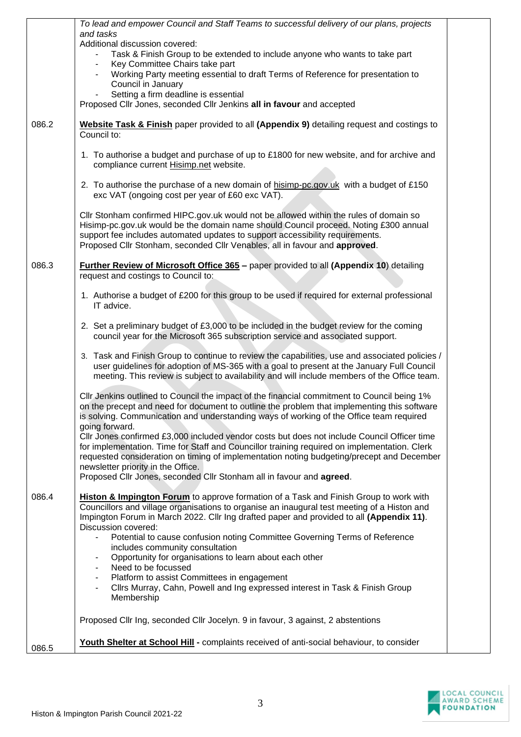| | | |
|---|---|---|
| | *To lead and empower Council and Staff Teams to successful delivery of our plans, projects and tasks*<br>Additional discussion covered:<br>- Task & Finish Group to be extended to include anyone who wants to take part<br>- Key Committee Chairs take part<br>- Working Party meeting essential to draft Terms of Reference for presentation to Council in January<br>- Setting a firm deadline is essential<br>Proposed Cllr Jones, seconded Cllr Jenkins **all in favour** and accepted | |
| 086.2 | **Website Task & Finish** paper provided to all **(Appendix 9)** detailing request and costings to Council to:<br>1. To authorise a budget and purchase of up to £1800 for new website, and for archive and compliance current Hisimp.net website.<br>2. To authorise the purchase of a new domain of hisimp-pc.gov.uk with a budget of £150 exc VAT (ongoing cost per year of £60 exc VAT).<br>Cllr Stonham confirmed HIPC.gov.uk would not be allowed within the rules of domain so Hisimp-pc.gov.uk would be the domain name should Council proceed. Noting £300 annual support fee includes automated updates to support accessibility requirements.<br>Proposed Cllr Stonham, seconded Cllr Venables, all in favour and **approved**. | |
| 086.3 | **Further Review of Microsoft Office 365 –** paper provided to all **(Appendix 10**) detailing request and costings to Council to:<br>1. Authorise a budget of £200 for this group to be used if required for external professional IT advice.<br>2. Set a preliminary budget of £3,000 to be included in the budget review for the coming council year for the Microsoft 365 subscription service and associated support.<br>3. Task and Finish Group to continue to review the capabilities, use and associated policies / user guidelines for adoption of MS-365 with a goal to present at the January Full Council meeting. This review is subject to availability and will include members of the Office team.<br>Cllr Jenkins outlined to Council the impact of the financial commitment to Council being 1% on the precept and need for document to outline the problem that implementing this software is solving. Communication and understanding ways of working of the Office team required going forward.<br>Cllr Jones confirmed £3,000 included vendor costs but does not include Council Officer time for implementation. Time for Staff and Councillor training required on implementation. Clerk requested consideration on timing of implementation noting budgeting/precept and December newsletter priority in the Office.<br>Proposed Cllr Jones, seconded Cllr Stonham all in favour and **agreed**. | |
| 086.4 | **Histon & Impington Forum** to approve formation of a Task and Finish Group to work with Councillors and village organisations to organise an inaugural test meeting of a Histon and Impington Forum in March 2022. Cllr Ing drafted paper and provided to all **(Appendix 11)**.<br>Discussion covered:<br>- Potential to cause confusion noting Committee Governing Terms of Reference includes community consultation<br>- Opportunity for organisations to learn about each other<br>- Need to be focussed<br>- Platform to assist Committees in engagement<br>- Cllrs Murray, Cahn, Powell and Ing expressed interest in Task & Finish Group Membership<br>Proposed Cllr Ing, seconded Cllr Jocelyn. 9 in favour, 3 against, 2 abstentions | |
| 086.5 | **Youth Shelter at School Hill -** complaints received of anti-social behaviour, to consider | |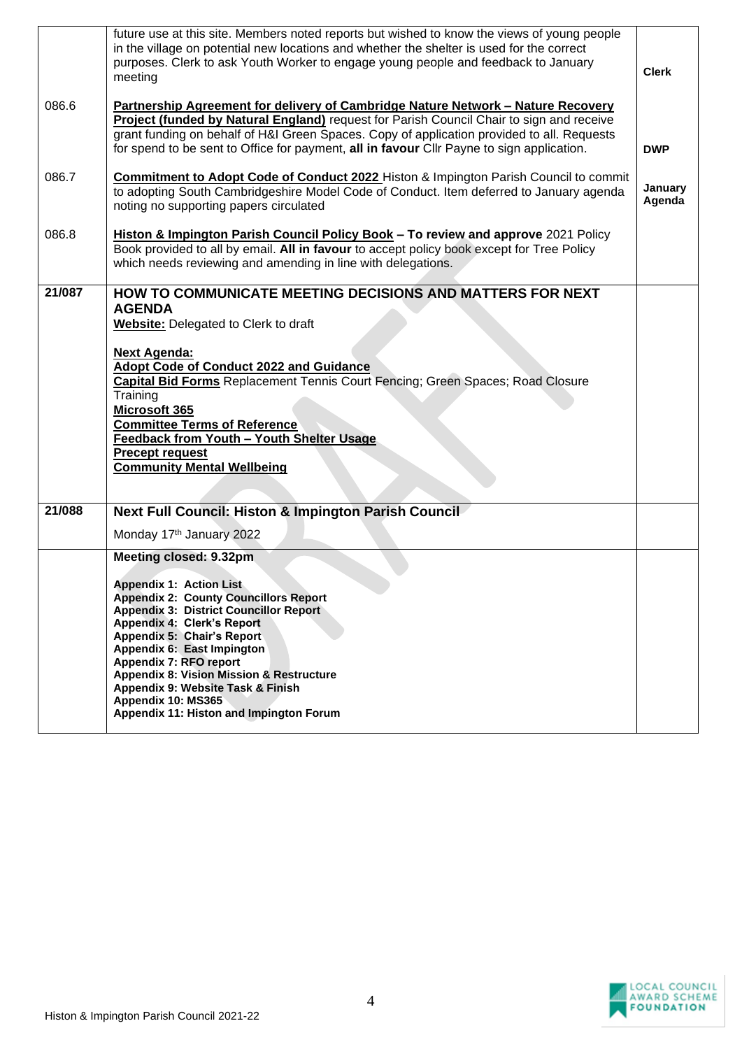| | | |
|---|---|---|
| | future use at this site. Members noted reports but wished to know the views of young people in the village on potential new locations and whether the shelter is used for the correct purposes. Clerk to ask Youth Worker to engage young people and feedback to January meeting | **Clerk** |
| 086.6 | **Partnership Agreement for delivery of Cambridge Nature Network – Nature Recovery Project (funded by Natural England)** request for Parish Council Chair to sign and receive grant funding on behalf of H&I Green Spaces. Copy of application provided to all. Requests for spend to be sent to Office for payment, **all in favour** Cllr Payne to sign application. | **DWP** |
| 086.7 | **Commitment to Adopt Code of Conduct 2022** Histon & Impington Parish Council to commit to adopting South Cambridgeshire Model Code of Conduct. Item deferred to January agenda noting no supporting papers circulated | **January Agenda** |
| 086.8 | **Histon & Impington Parish Council Policy Book – To review and approve** 2021 Policy Book provided to all by email. **All in favour** to accept policy book except for Tree Policy which needs reviewing and amending in line with delegations. | |
| **21/087** | **HOW TO COMMUNICATE MEETING DECISIONS AND MATTERS FOR NEXT AGENDA**<br>**Website:** Delegated to Clerk to draft<br><br>**Next Agenda:**<br>**Adopt Code of Conduct 2022 and Guidance**<br>**Capital Bid Forms** Replacement Tennis Court Fencing; Green Spaces; Road Closure Training<br>**Microsoft 365**<br>**Committee Terms of Reference**<br>**Feedback from Youth – Youth Shelter Usage**<br>**Precept request**<br>**Community Mental Wellbeing** | |
| **21/088** | **Next Full Council: Histon & Impington Parish Council**<br>Monday 17th January 2022 | |
| | **Meeting closed: 9.32pm**<br><br>**Appendix 1: Action List**<br>**Appendix 2: County Councillors Report**<br>**Appendix 3: District Councillor Report**<br>**Appendix 4: Clerk's Report**<br>**Appendix 5: Chair's Report**<br>**Appendix 6: East Impington**<br>**Appendix 7: RFO report**<br>**Appendix 8: Vision Mission & Restructure**<br>**Appendix 9: Website Task & Finish**<br>**Appendix 10: MS365**<br>**Appendix 11: Histon and Impington Forum** | |